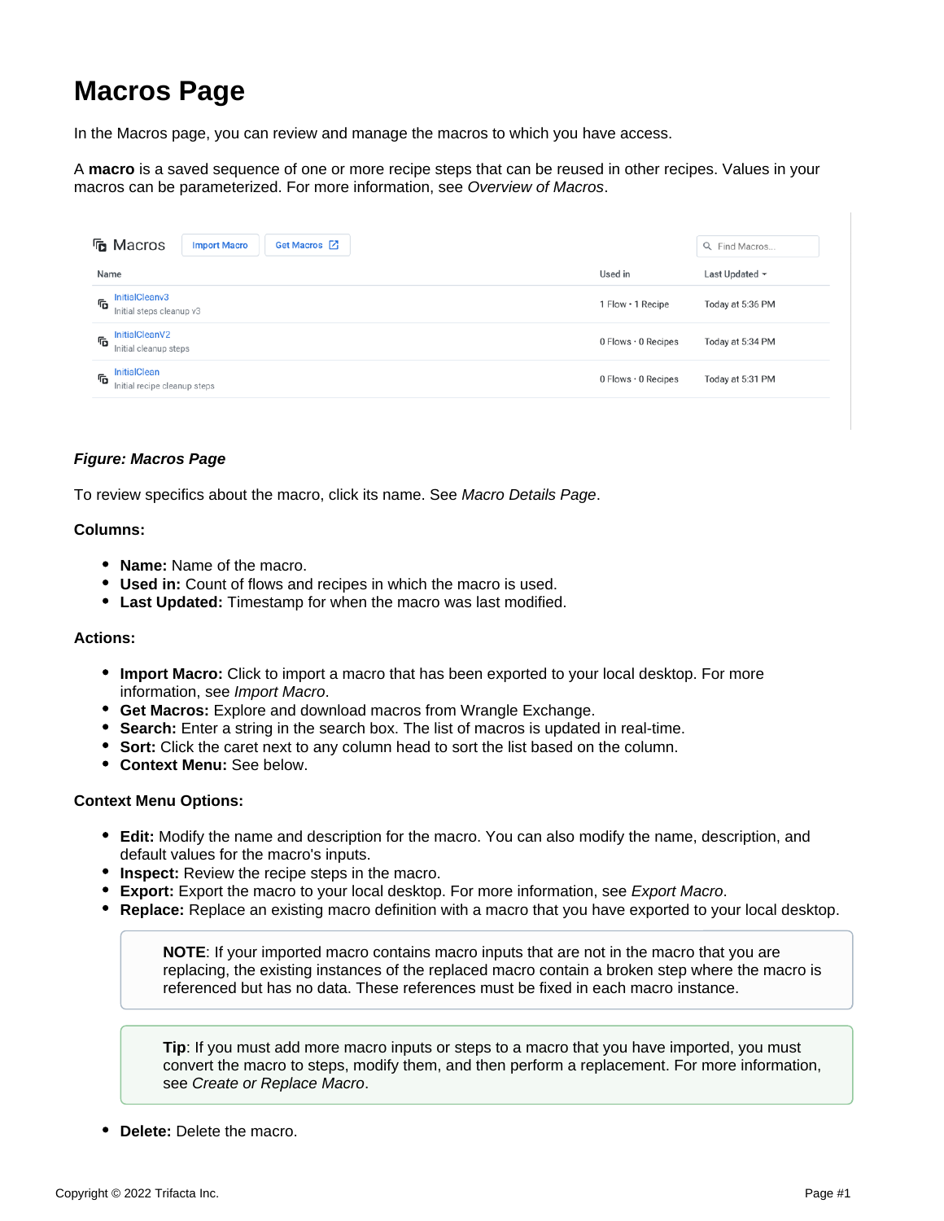# Macros Page

In the Macros page, you can review and manage the macros to which you have access.

A **macro** is a saved sequence of one or more recipe steps that can be reused in other recipes. Values in your macros can be parameterized. For more information, see *Overview of Macros*.

***Figure: Macros Page***

To review specifics about the macro, click its name. See *Macro Details Page*.

**Columns:**

- **Name:** Name of the macro.
- **Used in:** Count of flows and recipes in which the macro is used.
- **Last Updated:** Timestamp for when the macro was last modified.

**Actions:**

- **Import Macro:** Click to import a macro that has been exported to your local desktop. For more information, see *Import Macro*.
- **Get Macros:** Explore and download macros from Wrangle Exchange.
- **Search:** Enter a string in the search box. The list of macros is updated in real-time.
- **Sort:** Click the caret next to any column head to sort the list based on the column.
- **Context Menu:** See below.

**Context Menu Options:**

- **Edit:** Modify the name and description for the macro. You can also modify the name, description, and default values for the macro's inputs.
- **Inspect:** Review the recipe steps in the macro.
- **Export:** Export the macro to your local desktop. For more information, see *Export Macro*.
- **Replace:** Replace an existing macro definition with a macro that you have exported to your local desktop.

  > **NOTE**: If your imported macro contains macro inputs that are not in the macro that you are replacing, the existing instances of the replaced macro contain a broken step where the macro is referenced but has no data. These references must be fixed in each macro instance.

  > **Tip**: If you must add more macro inputs or steps to a macro that you have imported, you must convert the macro to steps, modify them, and then perform a replacement. For more information, see *Create or Replace Macro*.

- **Delete:** Delete the macro.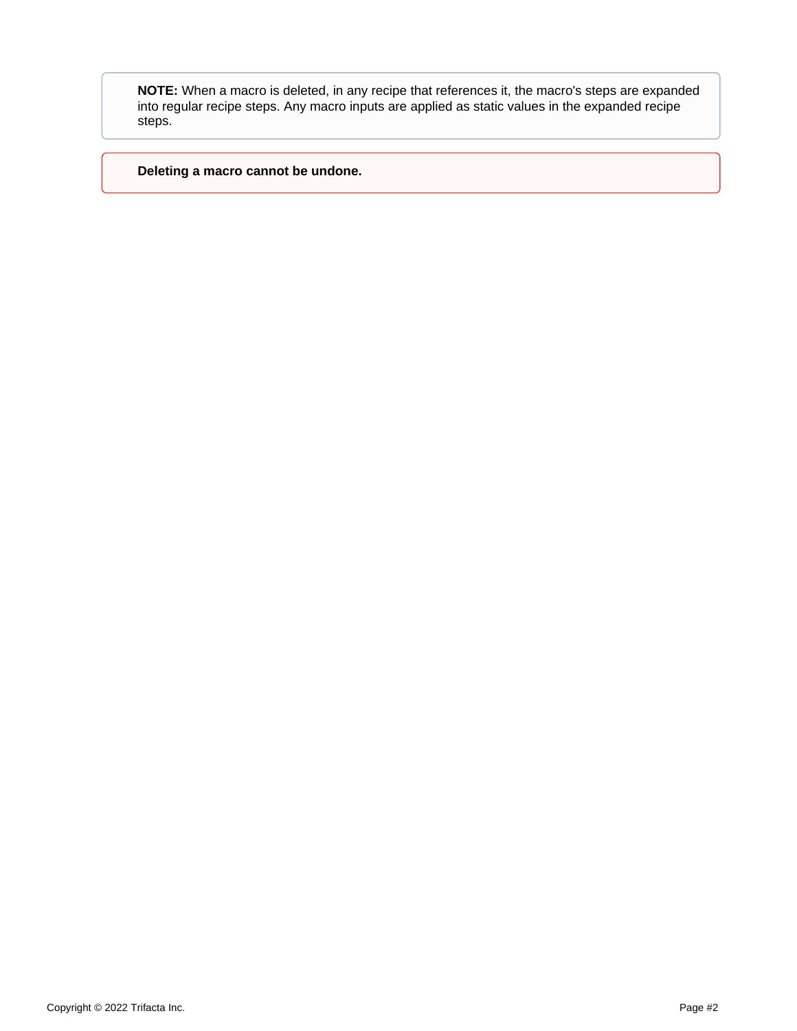**NOTE:** When a macro is deleted, in any recipe that references it, the macro's steps are expanded into regular recipe steps. Any macro inputs are applied as static values in the expanded recipe steps.

**Deleting a macro cannot be undone.**